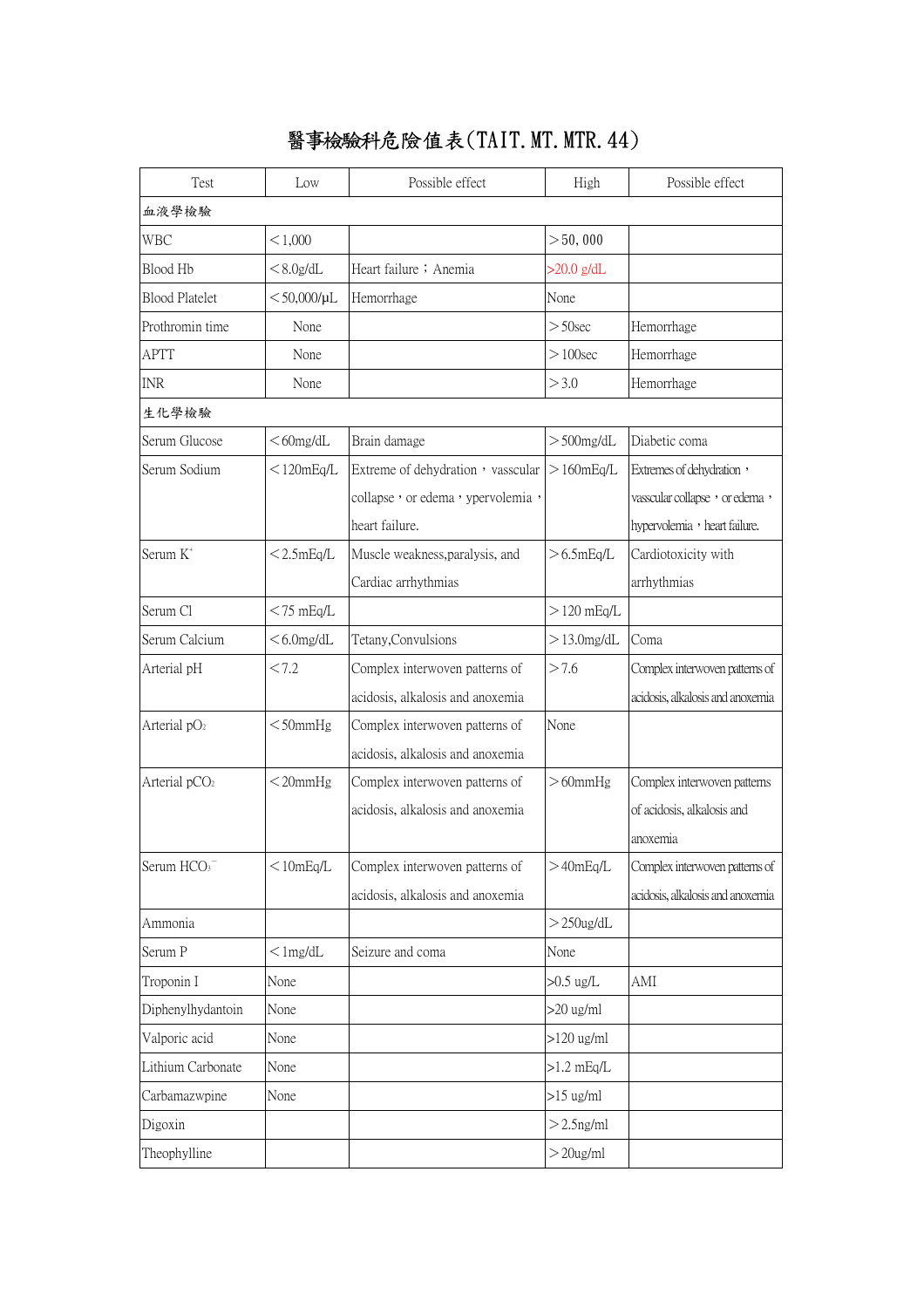# 醫事檢驗科危險值表(TAIT.MT.MTR.44)

| Test | Low | Possible effect | High | Possible effect |
|---|---|---|---|---|
| 血液學檢驗 | | | | |
| WBC | ＜1,000 | | ＞50, 000 | |
| Blood Hb | ＜8.0g/dL | Heart failure；Anemia | >20.0 g/dL | |
| Blood Platelet | ＜50,000/μL | Hemorrhage | None | |
| Prothromin time | None | | ＞50sec | Hemorrhage |
| APTT | None | | ＞100sec | Hemorrhage |
| INR | None | | ＞3.0 | Hemorrhage |
| 生化學檢驗 | | | | |
| Serum Glucose | ＜60mg/dL | Brain damage | ＞500mg/dL | Diabetic coma |
| Serum Sodium | ＜120mEq/L | Extreme of dehydration，vasscular collapse，or edema，ypervolemia，heart failure. | ＞160mEq/L | Extremes of dehydration，vasscular collapse，or edema，hypervolemia，heart failure. |
| Serum $K^+$ | ＜2.5mEq/L | Muscle weakness,paralysis, and Cardiac arrhythmias | ＞6.5mEq/L | Cardiotoxicity with arrhythmias |
| Serum Cl | ＜75 mEq/L | | ＞120 mEq/L | |
| Serum Calcium | ＜6.0mg/dL | Tetany,Convulsions | ＞13.0mg/dL | Coma |
| Arterial pH | ＜7.2 | Complex interwoven patterns of acidosis, alkalosis and anoxemia | ＞7.6 | Complex interwoven patterns of acidosis, alkalosis and anoxemia |
| Arterial $pO_2$ | ＜50mmHg | Complex interwoven patterns of acidosis, alkalosis and anoxemia | None | |
| Arterial $pCO_2$ | ＜20mmHg | Complex interwoven patterns of acidosis, alkalosis and anoxemia | ＞60mmHg | Complex interwoven patterns of acidosis, alkalosis and anoxemia |
| Serum $HCO_3^-$ | ＜10mEq/L | Complex interwoven patterns of acidosis, alkalosis and anoxemia | ＞40mEq/L | Complex interwoven patterns of acidosis, alkalosis and anoxemia |
| Ammonia | | | ＞250ug/dL | |
| Serum P | ＜1mg/dL | Seizure and coma | None | |
| Troponin I | None | | >0.5 ug/L | AMI |
| Diphenylhydantoin | None | | >20 ug/ml | |
| Valporic acid | None | | >120 ug/ml | |
| Lithium Carbonate | None | | >1.2 mEq/L | |
| Carbamazwpine | None | | >15 ug/ml | |
| Digoxin | | | ＞2.5ng/ml | |
| Theophylline | | | ＞20ug/ml | |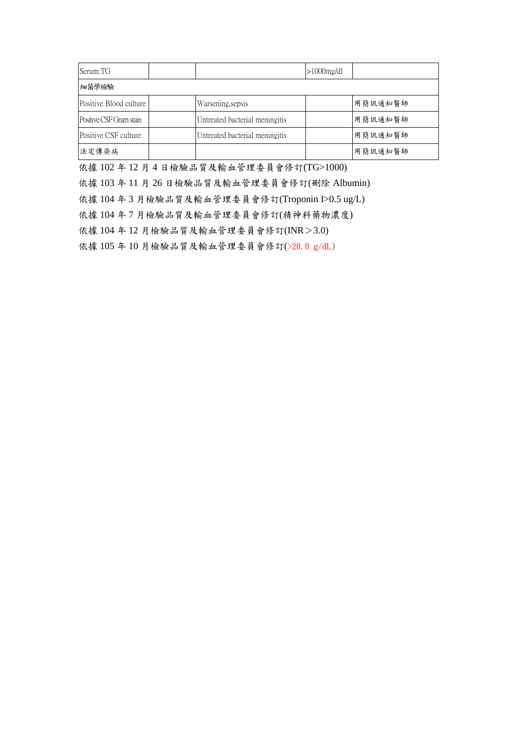| | | | | |
|---|---|---|---|---|
| Serum TG | | | >1000mg/dl | |
| 細菌學檢驗 | | | | |
| Positive Blood culture | | Warsening,sepsis | | 用簡訊通知醫師 |
| Positive CSF Gram stain | | Untreated bacterial meningitis | | 用簡訊通知醫師 |
| Positive CSF culture | | Untreated bacterial meningitis | | 用簡訊通知醫師 |
| 法定傳染病 | | | | 用簡訊通知醫師 |

依據 102 年 12 月 4 日檢驗品質及輸血管理委員會修訂(TG>1000)

依據 103 年 11 月 26 日檢驗品質及輸血管理委員會修訂(刪除 Albumin)

依據 104 年 3 月檢驗品質及輸血管理委員會修訂(Troponin I>0.5 ug/L)

依據 104 年 7 月檢驗品質及輸血管理委員會修訂(精神科藥物濃度)

依據 104 年 12 月檢驗品質及輸血管理委員會修訂(INR＞3.0)

依據 105 年 10 月檢驗品質及輸血管理委員會修訂(>20.0 g/dL)